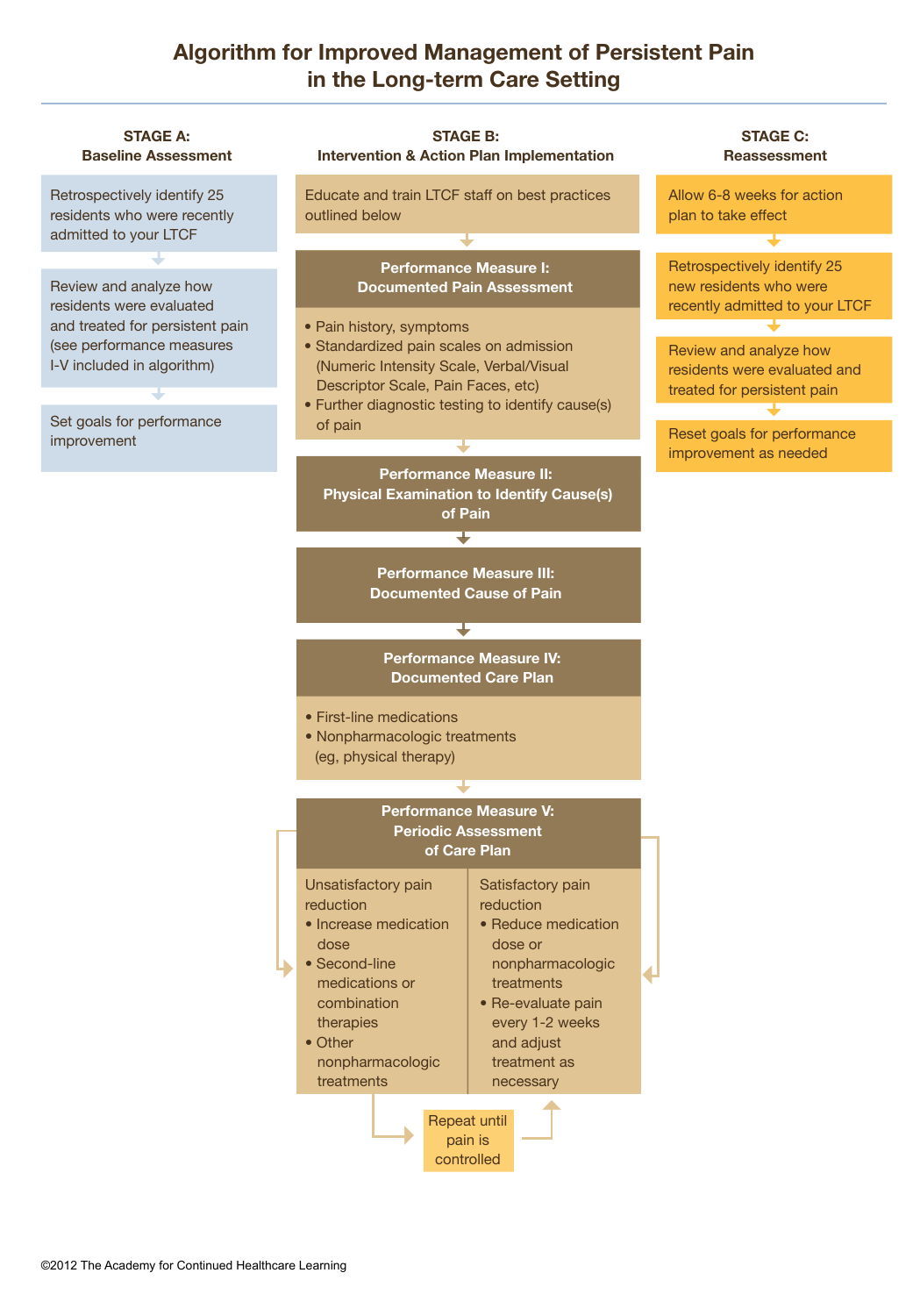# Algorithm for Improved Management of Persistent Pain in the Long-term Care Setting

## STAGE A: Baseline Assessment

Retrospectively identify 25 residents who were recently admitted to your LTCF

Review and analyze how residents were evaluated and treated for persistent pain (see performance measures I-V included in algorithm)

Set goals for performance improvement

## STAGE B: Intervention & Action Plan Implementation

Educate and train LTCF staff on best practices outlined below

### Performance Measure I: Documented Pain Assessment

- Pain history, symptoms
- Standardized pain scales on admission (Numeric Intensity Scale, Verbal/Visual Descriptor Scale, Pain Faces, etc)
- Further diagnostic testing to identify cause(s) of pain

### Performance Measure II: Physical Examination to Identify Cause(s) of Pain

### Performance Measure III: Documented Cause of Pain

### Performance Measure IV: Documented Care Plan

- First-line medications
- Nonpharmacologic treatments (eg, physical therapy)

### Performance Measure V: Periodic Assessment of Care Plan

Unsatisfactory pain reduction

- Increase medication dose
- Second-line medications or combination therapies
- Other nonpharmacologic treatments

Satisfactory pain reduction

- Reduce medication dose or nonpharmacologic treatments
- Re-evaluate pain every 1-2 weeks and adjust treatment as necessary

Repeat until pain is controlled

## STAGE C: Reassessment

Allow 6-8 weeks for action plan to take effect

Retrospectively identify 25 new residents who were recently admitted to your LTCF

Review and analyze how residents were evaluated and treated for persistent pain

Reset goals for performance improvement as needed

©2012 The Academy for Continued Healthcare Learning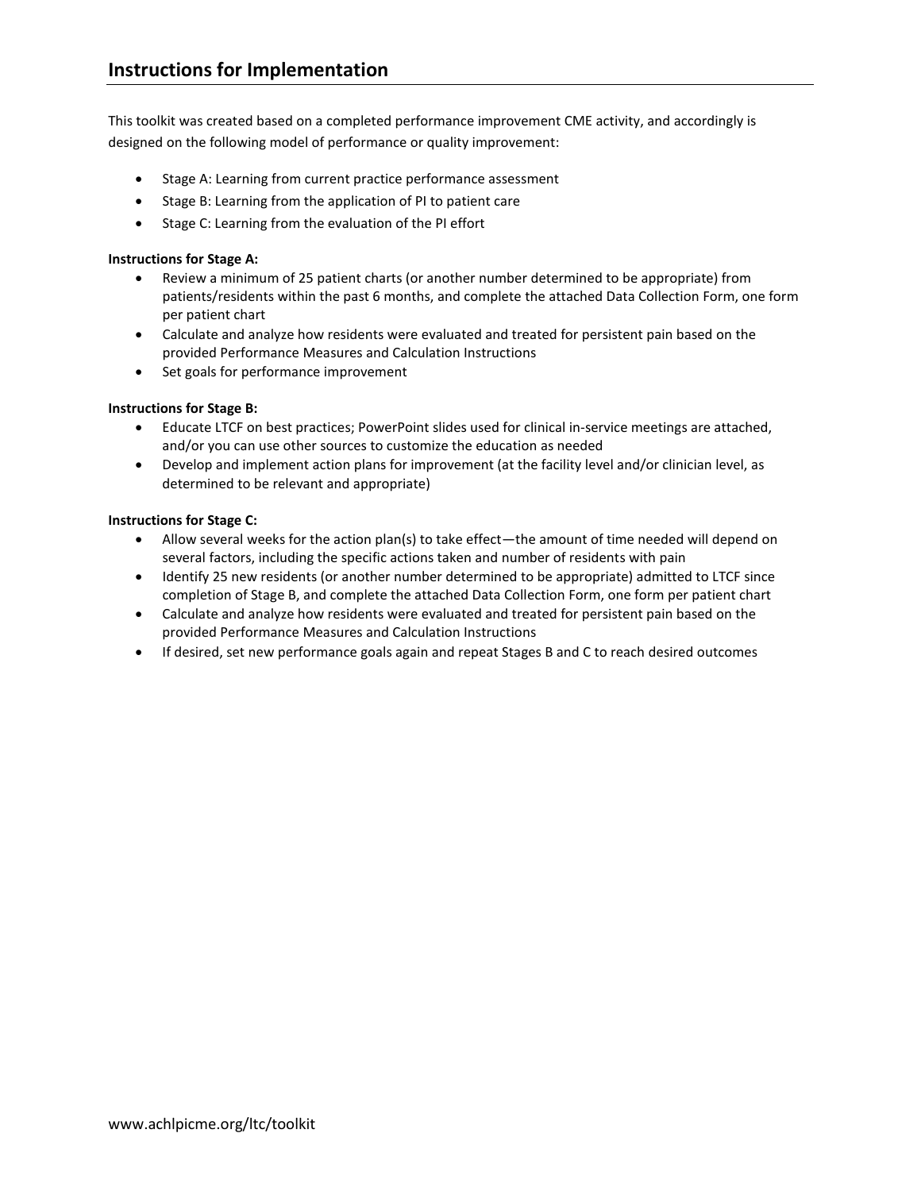## Instructions for Implementation

This toolkit was created based on a completed performance improvement CME activity, and accordingly is designed on the following model of performance or quality improvement:

- Stage A: Learning from current practice performance assessment
- Stage B: Learning from the application of PI to patient care
- Stage C: Learning from the evaluation of the PI effort

**Instructions for Stage A:**

- Review a minimum of 25 patient charts (or another number determined to be appropriate) from patients/residents within the past 6 months, and complete the attached Data Collection Form, one form per patient chart
- Calculate and analyze how residents were evaluated and treated for persistent pain based on the provided Performance Measures and Calculation Instructions
- Set goals for performance improvement

**Instructions for Stage B:**

- Educate LTCF on best practices; PowerPoint slides used for clinical in-service meetings are attached, and/or you can use other sources to customize the education as needed
- Develop and implement action plans for improvement (at the facility level and/or clinician level, as determined to be relevant and appropriate)

**Instructions for Stage C:**

- Allow several weeks for the action plan(s) to take effect—the amount of time needed will depend on several factors, including the specific actions taken and number of residents with pain
- Identify 25 new residents (or another number determined to be appropriate) admitted to LTCF since completion of Stage B, and complete the attached Data Collection Form, one form per patient chart
- Calculate and analyze how residents were evaluated and treated for persistent pain based on the provided Performance Measures and Calculation Instructions
- If desired, set new performance goals again and repeat Stages B and C to reach desired outcomes